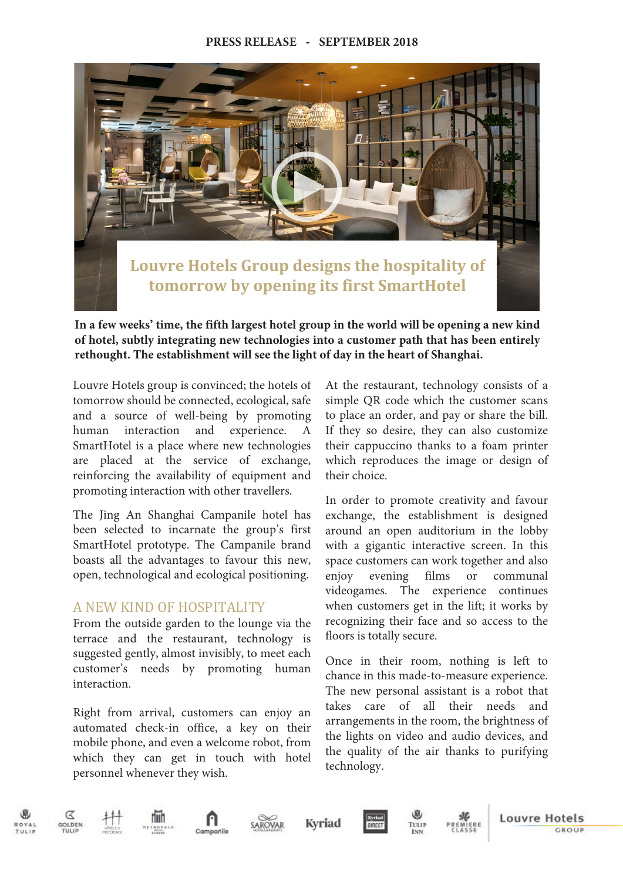PRESS RELEASE - SEPTEMBER 2018

# Louvre Hotels Group designs the hospitality of tomorrow by opening its first SmartHotel

**In a few weeks' time, the fifth largest hotel group in the world will be opening a new kind of hotel, subtly integrating new technologies into a customer path that has been entirely rethought. The establishment will see the light of day in the heart of Shanghai.**

Louvre Hotels group is convinced; the hotels of tomorrow should be connected, ecological, safe and a source of well-being by promoting human interaction and experience. A SmartHotel is a place where new technologies are placed at the service of exchange, reinforcing the availability of equipment and promoting interaction with other travellers.

The Jing An Shanghai Campanile hotel has been selected to incarnate the group's first SmartHotel prototype. The Campanile brand boasts all the advantages to favour this new, open, technological and ecological positioning.

## A NEW KIND OF HOSPITALITY

From the outside garden to the lounge via the terrace and the restaurant, technology is suggested gently, almost invisibly, to meet each customer's needs by promoting human interaction.

Right from arrival, customers can enjoy an automated check-in office, a key on their mobile phone, and even a welcome robot, from which they can get in touch with hotel personnel whenever they wish.

At the restaurant, technology consists of a simple QR code which the customer scans to place an order, and pay or share the bill. If they so desire, they can also customize their cappuccino thanks to a foam printer which reproduces the image or design of their choice.

In order to promote creativity and favour exchange, the establishment is designed around an open auditorium in the lobby with a gigantic interactive screen. In this space customers can work together and also enjoy evening films or communal videogames. The experience continues when customers get in the lift; it works by recognizing their face and so access to the floors is totally secure.

Once in their room, nothing is left to chance in this made-to-measure experience. The new personal assistant is a robot that takes care of all their needs and arrangements in the room, the brightness of the lights on video and audio devices, and the quality of the air thanks to purifying technology.

ROYAL TULIP · GOLDEN TULIP · HÔTELS & PRÉFÉRENCE · METROPOLO · Campanile · SAROVAR · Kyriad · Kyriad DIRECT · TULIP INN · PREMIERE CLASSE · Louvre Hotels GROUP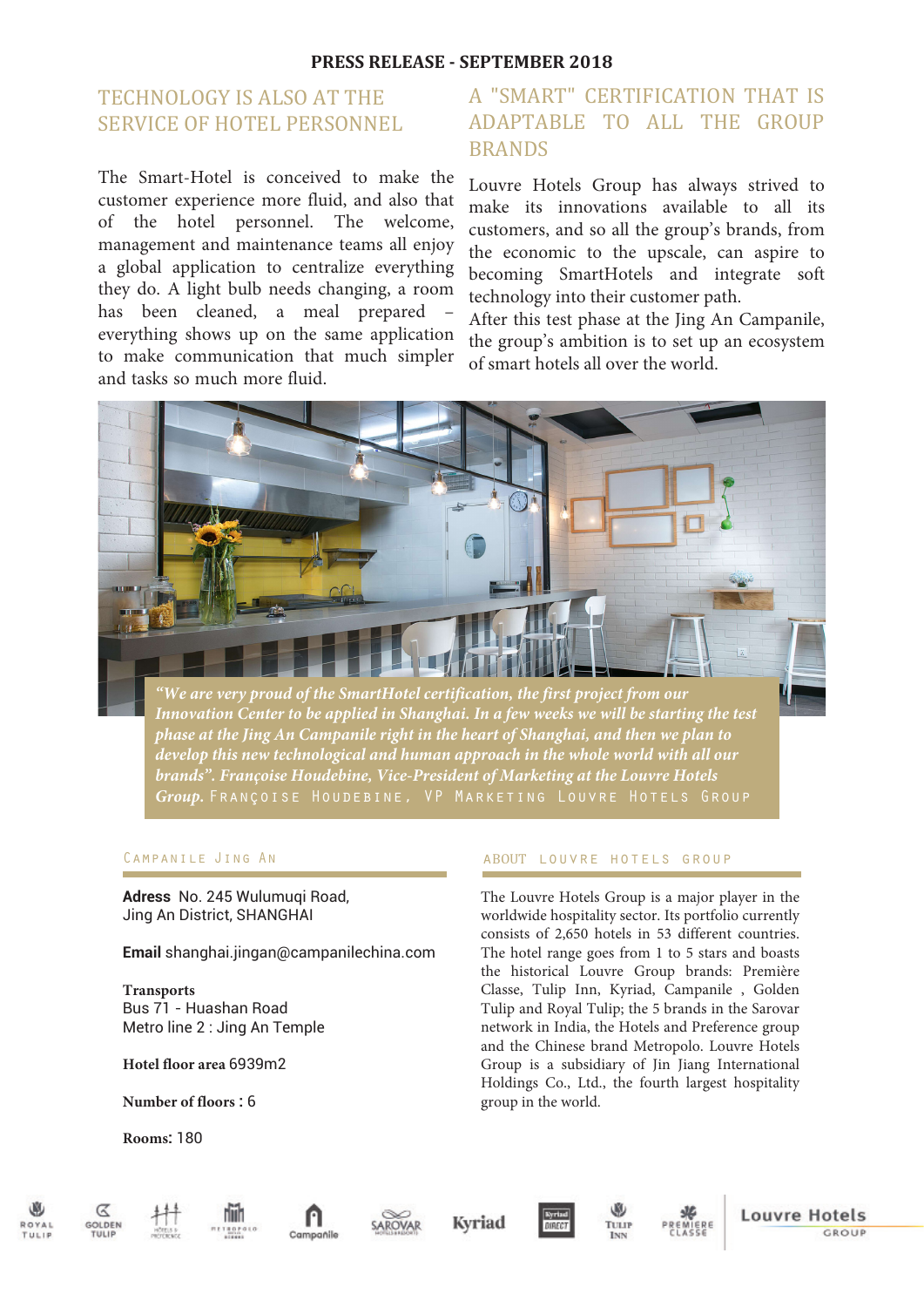**PRESS RELEASE - SEPTEMBER 2018**

## TECHNOLOGY IS ALSO AT THE SERVICE OF HOTEL PERSONNEL

The Smart-Hotel is conceived to make the customer experience more fluid, and also that of the hotel personnel. The welcome, management and maintenance teams all enjoy a global application to centralize everything they do. A light bulb needs changing, a room has been cleaned, a meal prepared – everything shows up on the same application to make communication that much simpler and tasks so much more fluid.

## A "SMART" CERTIFICATION THAT IS ADAPTABLE TO ALL THE GROUP BRANDS

Louvre Hotels Group has always strived to make its innovations available to all its customers, and so all the group's brands, from the economic to the upscale, can aspire to becoming SmartHotels and integrate soft technology into their customer path.

After this test phase at the Jing An Campanile, the group's ambition is to set up an ecosystem of smart hotels all over the world.

***"We are very proud of the SmartHotel certification, the first project from our Innovation Center to be applied in Shanghai. In a few weeks we will be starting the test phase at the Jing An Campanile right in the heart of Shanghai, and then we plan to develop this new technological and human approach in the whole world with all our brands". Françoise Houdebine, Vice-President of Marketing at the Louvre Hotels Group.*** FRANÇOISE HOUDEBINE, VP MARKETING LOUVRE HOTELS GROUP

### CAMPANILE JING AN

**Adress** No. 245 Wulumuqi Road,
Jing An District, SHANGHAI

**Email** shanghai.jingan@campanilechina.com

**Transports**
Bus 71 - Huashan Road
Metro line 2 : Jing An Temple

**Hotel floor area** 6939m2

**Number of floors** : 6

**Rooms:** 180

### ABOUT LOUVRE HOTELS GROUP

The Louvre Hotels Group is a major player in the worldwide hospitality sector. Its portfolio currently consists of 2,650 hotels in 53 different countries. The hotel range goes from 1 to 5 stars and boasts the historical Louvre Group brands: Première Classe, Tulip Inn, Kyriad, Campanile , Golden Tulip and Royal Tulip; the 5 brands in the Sarovar network in India, the Hotels and Preference group and the Chinese brand Metropolo. Louvre Hotels Group is a subsidiary of Jin Jiang International Holdings Co., Ltd., the fourth largest hospitality group in the world.